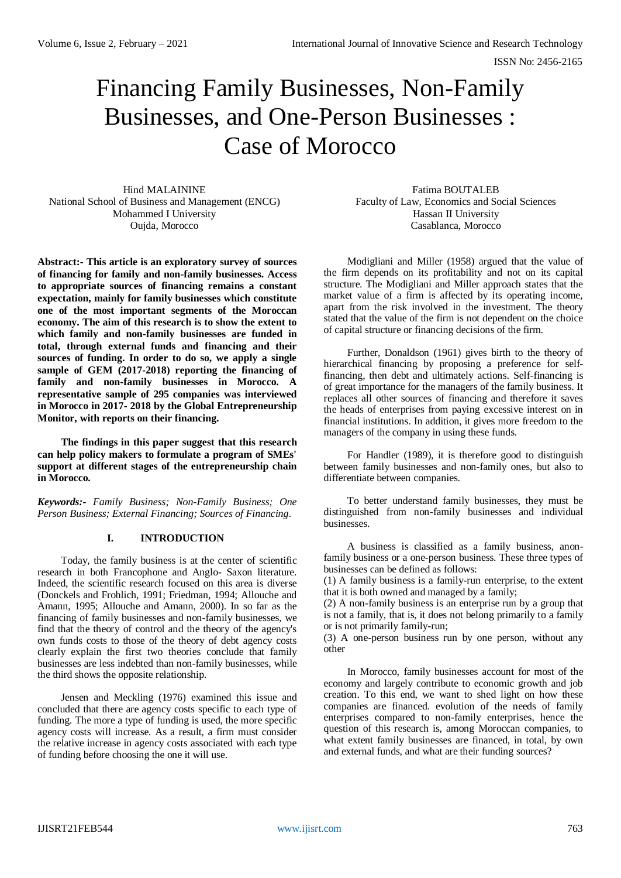# Financing Family Businesses, Non-Family Businesses, and One-Person Businesses : Case of Morocco

Hind MALAININE
National School of Business and Management (ENCG)
Mohammed I University
Oujda, Morocco

Fatima BOUTALEB
Faculty of Law, Economics and Social Sciences
Hassan II University
Casablanca, Morocco

**Abstract:- This article is an exploratory survey of sources of financing for family and non-family businesses. Access to appropriate sources of financing remains a constant expectation, mainly for family businesses which constitute one of the most important segments of the Moroccan economy. The aim of this research is to show the extent to which family and non-family businesses are funded in total, through external funds and financing and their sources of funding. In order to do so, we apply a single sample of GEM (2017-2018) reporting the financing of family and non-family businesses in Morocco. A representative sample of 295 companies was interviewed in Morocco in 2017- 2018 by the Global Entrepreneurship Monitor, with reports on their financing.**

**The findings in this paper suggest that this research can help policy makers to formulate a program of SMEs' support at different stages of the entrepreneurship chain in Morocco.**

***Keywords:-*** *Family Business; Non-Family Business; One Person Business; External Financing; Sources of Financing.*

## I. INTRODUCTION

Today, the family business is at the center of scientific research in both Francophone and Anglo- Saxon literature. Indeed, the scientific research focused on this area is diverse (Donckels and Frohlich, 1991; Friedman, 1994; Allouche and Amann, 1995; Allouche and Amann, 2000). In so far as the financing of family businesses and non-family businesses, we find that the theory of control and the theory of the agency's own funds costs to those of the theory of debt agency costs clearly explain the first two theories conclude that family businesses are less indebted than non-family businesses, while the third shows the opposite relationship.

Jensen and Meckling (1976) examined this issue and concluded that there are agency costs specific to each type of funding. The more a type of funding is used, the more specific agency costs will increase. As a result, a firm must consider the relative increase in agency costs associated with each type of funding before choosing the one it will use.

Modigliani and Miller (1958) argued that the value of the firm depends on its profitability and not on its capital structure. The Modigliani and Miller approach states that the market value of a firm is affected by its operating income, apart from the risk involved in the investment. The theory stated that the value of the firm is not dependent on the choice of capital structure or financing decisions of the firm.

Further, Donaldson (1961) gives birth to the theory of hierarchical financing by proposing a preference for self-financing, then debt and ultimately actions. Self-financing is of great importance for the managers of the family business. It replaces all other sources of financing and therefore it saves the heads of enterprises from paying excessive interest on in financial institutions. In addition, it gives more freedom to the managers of the company in using these funds.

For Handler (1989), it is therefore good to distinguish between family businesses and non-family ones, but also to differentiate between companies.

To better understand family businesses, they must be distinguished from non-family businesses and individual businesses.

A business is classified as a family business, anon-family business or a one-person business. These three types of businesses can be defined as follows:

(1) A family business is a family-run enterprise, to the extent that it is both owned and managed by a family;

(2) A non-family business is an enterprise run by a group that is not a family, that is, it does not belong primarily to a family or is not primarily family-run;

(3) A one-person business run by one person, without any other

In Morocco, family businesses account for most of the economy and largely contribute to economic growth and job creation. To this end, we want to shed light on how these companies are financed. evolution of the needs of family enterprises compared to non-family enterprises, hence the question of this research is, among Moroccan companies, to what extent family businesses are financed, in total, by own and external funds, and what are their funding sources?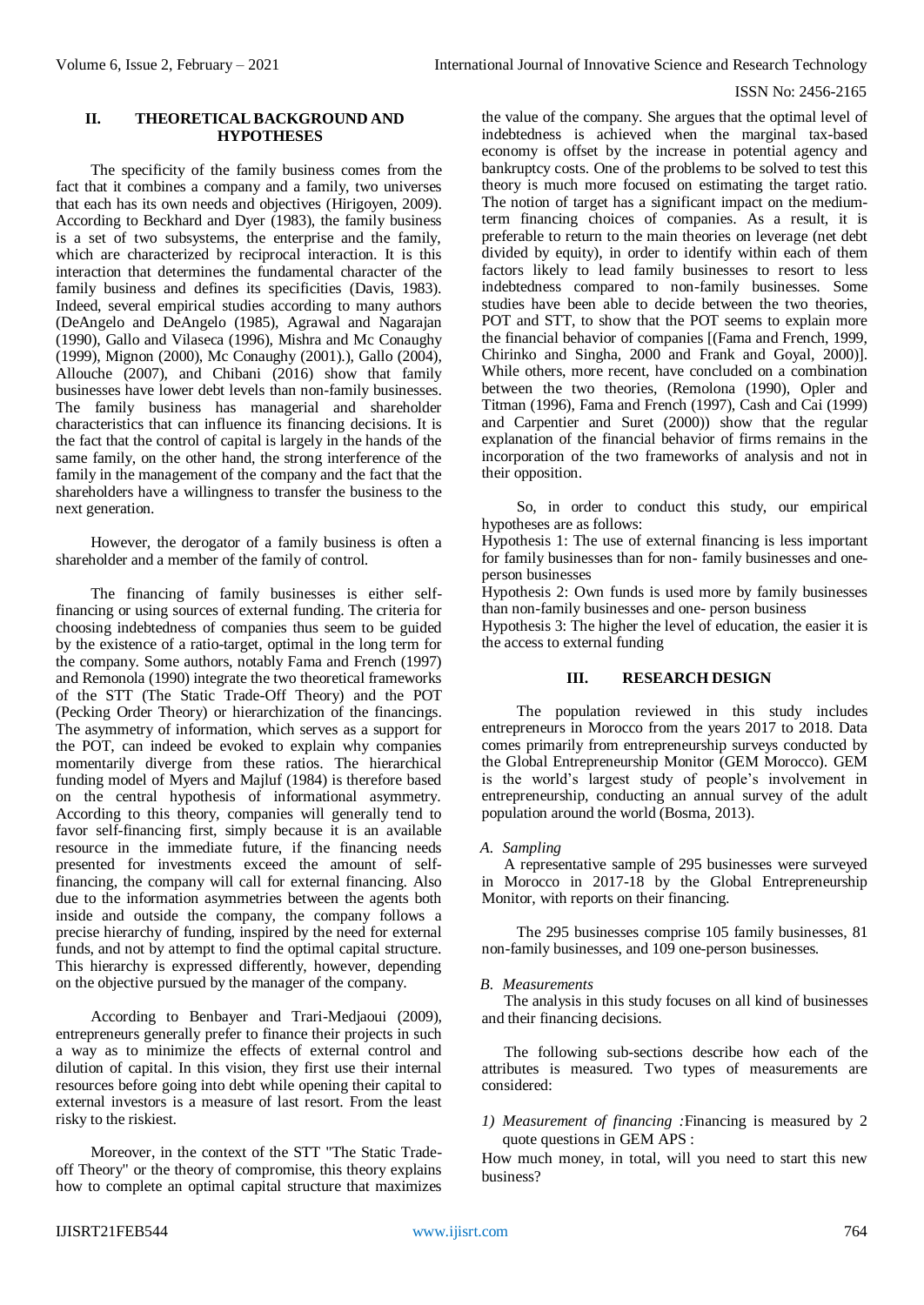## II. THEORETICAL BACKGROUND AND HYPOTHESES

The specificity of the family business comes from the fact that it combines a company and a family, two universes that each has its own needs and objectives (Hirigoyen, 2009). According to Beckhard and Dyer (1983), the family business is a set of two subsystems, the enterprise and the family, which are characterized by reciprocal interaction. It is this interaction that determines the fundamental character of the family business and defines its specificities (Davis, 1983). Indeed, several empirical studies according to many authors (DeAngelo and DeAngelo (1985), Agrawal and Nagarajan (1990), Gallo and Vilaseca (1996), Mishra and Mc Conaughy (1999), Mignon (2000), Mc Conaughy (2001).), Gallo (2004), Allouche (2007), and Chibani (2016) show that family businesses have lower debt levels than non-family businesses. The family business has managerial and shareholder characteristics that can influence its financing decisions. It is the fact that the control of capital is largely in the hands of the same family, on the other hand, the strong interference of the family in the management of the company and the fact that the shareholders have a willingness to transfer the business to the next generation.

However, the derogator of a family business is often a shareholder and a member of the family of control.

The financing of family businesses is either self-financing or using sources of external funding. The criteria for choosing indebtedness of companies thus seem to be guided by the existence of a ratio-target, optimal in the long term for the company. Some authors, notably Fama and French (1997) and Remonola (1990) integrate the two theoretical frameworks of the STT (The Static Trade-Off Theory) and the POT (Pecking Order Theory) or hierarchization of the financings. The asymmetry of information, which serves as a support for the POT, can indeed be evoked to explain why companies momentarily diverge from these ratios. The hierarchical funding model of Myers and Majluf (1984) is therefore based on the central hypothesis of informational asymmetry. According to this theory, companies will generally tend to favor self-financing first, simply because it is an available resource in the immediate future, if the financing needs presented for investments exceed the amount of self-financing, the company will call for external financing. Also due to the information asymmetries between the agents both inside and outside the company, the company follows a precise hierarchy of funding, inspired by the need for external funds, and not by attempt to find the optimal capital structure. This hierarchy is expressed differently, however, depending on the objective pursued by the manager of the company.

According to Benbayer and Trari-Medjaoui (2009), entrepreneurs generally prefer to finance their projects in such a way as to minimize the effects of external control and dilution of capital. In this vision, they first use their internal resources before going into debt while opening their capital to external investors is a measure of last resort. From the least risky to the riskiest.

Moreover, in the context of the STT "The Static Trade-off Theory" or the theory of compromise, this theory explains how to complete an optimal capital structure that maximizes the value of the company. She argues that the optimal level of indebtedness is achieved when the marginal tax-based economy is offset by the increase in potential agency and bankruptcy costs. One of the problems to be solved to test this theory is much more focused on estimating the target ratio. The notion of target has a significant impact on the medium-term financing choices of companies. As a result, it is preferable to return to the main theories on leverage (net debt divided by equity), in order to identify within each of them factors likely to lead family businesses to resort to less indebtedness compared to non-family businesses. Some studies have been able to decide between the two theories, POT and STT, to show that the POT seems to explain more the financial behavior of companies [(Fama and French, 1999, Chirinko and Singha, 2000 and Frank and Goyal, 2000)]. While others, more recent, have concluded on a combination between the two theories, (Remolona (1990), Opler and Titman (1996), Fama and French (1997), Cash and Cai (1999) and Carpentier and Suret (2000)) show that the regular explanation of the financial behavior of firms remains in the incorporation of the two frameworks of analysis and not in their opposition.

So, in order to conduct this study, our empirical hypotheses are as follows:

Hypothesis 1: The use of external financing is less important for family businesses than for non- family businesses and one-person businesses

Hypothesis 2: Own funds is used more by family businesses than non-family businesses and one- person business

Hypothesis 3: The higher the level of education, the easier it is the access to external funding

## III. RESEARCH DESIGN

The population reviewed in this study includes entrepreneurs in Morocco from the years 2017 to 2018. Data comes primarily from entrepreneurship surveys conducted by the Global Entrepreneurship Monitor (GEM Morocco). GEM is the world's largest study of people's involvement in entrepreneurship, conducting an annual survey of the adult population around the world (Bosma, 2013).

### *A. Sampling*

A representative sample of 295 businesses were surveyed in Morocco in 2017-18 by the Global Entrepreneurship Monitor, with reports on their financing.

The 295 businesses comprise 105 family businesses, 81 non-family businesses, and 109 one-person businesses.

### *B. Measurements*

The analysis in this study focuses on all kind of businesses and their financing decisions.

The following sub-sections describe how each of the attributes is measured. Two types of measurements are considered:

1) *Measurement of financing :*Financing is measured by 2 quote questions in GEM APS :

How much money, in total, will you need to start this new business?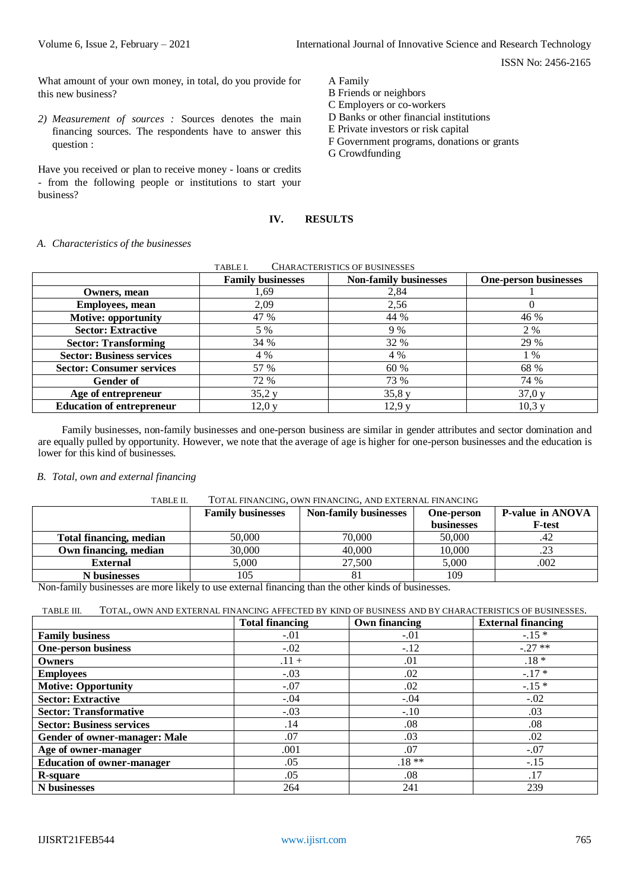What amount of your own money, in total, do you provide for this new business?

2) *Measurement of sources :* Sources denotes the main financing sources. The respondents have to answer this question :

Have you received or plan to receive money - loans or credits - from the following people or institutions to start your business?

A Family
B Friends or neighbors
C Employers or co-workers
D Banks or other financial institutions
E Private investors or risk capital
F Government programs, donations or grants
G Crowdfunding

## IV. RESULTS

### *A. Characteristics of the businesses*

TABLE I. CHARACTERISTICS OF BUSINESSES

| | Family businesses | Non-family businesses | One-person businesses |
|---|---|---|---|
| **Owners, mean** | 1,69 | 2,84 | 1 |
| **Employees, mean** | 2,09 | 2,56 | 0 |
| **Motive: opportunity** | 47 % | 44 % | 46 % |
| **Sector: Extractive** | 5 % | 9 % | 2 % |
| **Sector: Transforming** | 34 % | 32 % | 29 % |
| **Sector: Business services** | 4 % | 4 % | 1 % |
| **Sector: Consumer services** | 57 % | 60 % | 68 % |
| **Gender of** | 72 % | 73 % | 74 % |
| **Age of entrepreneur** | 35,2 y | 35,8 y | 37,0 y |
| **Education of entrepreneur** | 12,0 y | 12,9 y | 10,3 y |

Family businesses, non-family businesses and one-person business are similar in gender attributes and sector domination and are equally pulled by opportunity. However, we note that the average of age is higher for one-person businesses and the education is lower for this kind of businesses.

### *B. Total, own and external financing*

TABLE II. TOTAL FINANCING, OWN FINANCING, AND EXTERNAL FINANCING

| | Family businesses | Non-family businesses | One-person businesses | P-value in ANOVA F-test |
|---|---|---|---|---|
| **Total financing, median** | 50,000 | 70,000 | 50,000 | .42 |
| **Own financing, median** | 30,000 | 40,000 | 10,000 | .23 |
| **External** | 5,000 | 27,500 | 5,000 | .002 |
| **N businesses** | 105 | 81 | 109 | |

Non-family businesses are more likely to use external financing than the other kinds of businesses.

TABLE III. TOTAL, OWN AND EXTERNAL FINANCING AFFECTED BY KIND OF BUSINESS AND BY CHARACTERISTICS OF BUSINESSES.

| | Total financing | Own financing | External financing |
|---|---|---|---|
| **Family business** | -.01 | -.01 | -.15 * |
| **One-person business** | -.02 | -.12 | -.27 ** |
| **Owners** | .11 + | .01 | .18 * |
| **Employees** | -.03 | .02 | -.17 * |
| **Motive: Opportunity** | -.07 | .02 | -.15 * |
| **Sector: Extractive** | -.04 | -.04 | -.02 |
| **Sector: Transformative** | -.03 | -.10 | .03 |
| **Sector: Business services** | .14 | .08 | .08 |
| **Gender of owner-manager: Male** | .07 | .03 | .02 |
| **Age of owner-manager** | .001 | .07 | -.07 |
| **Education of owner-manager** | .05 | .18 ** | -.15 |
| **R-square** | .05 | .08 | .17 |
| **N businesses** | 264 | 241 | 239 |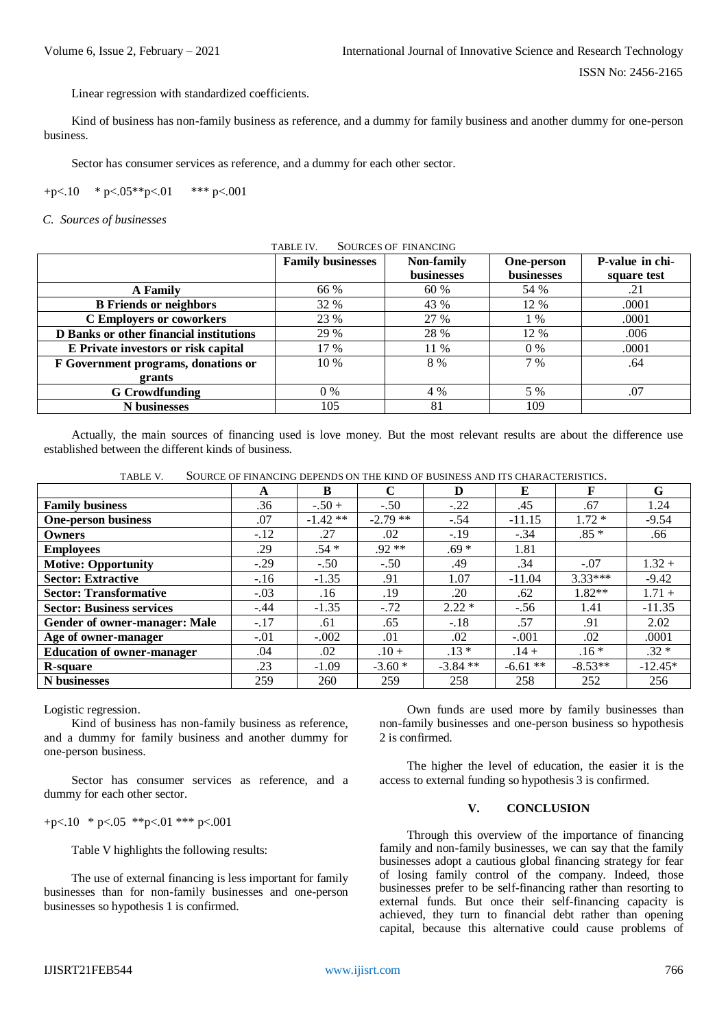Linear regression with standardized coefficients.

Kind of business has non-family business as reference, and a dummy for family business and another dummy for one-person business.

Sector has consumer services as reference, and a dummy for each other sector.

+p<.10 * p<.05**p<.01 *** p<.001

### C. Sources of businesses

TABLE IV. SOURCES OF FINANCING

| | Family businesses | Non-family businesses | One-person businesses | P-value in chi-square test |
|---|---|---|---|---|
| **A Family** | 66 % | 60 % | 54 % | .21 |
| **B Friends or neighbors** | 32 % | 43 % | 12 % | .0001 |
| **C Employers or coworkers** | 23 % | 27 % | 1 % | .0001 |
| **D Banks or other financial institutions** | 29 % | 28 % | 12 % | .006 |
| **E Private investors or risk capital** | 17 % | 11 % | 0 % | .0001 |
| **F Government programs, donations or grants** | 10 % | 8 % | 7 % | .64 |
| **G Crowdfunding** | 0 % | 4 % | 5 % | .07 |
| **N businesses** | 105 | 81 | 109 | |

Actually, the main sources of financing used is love money. But the most relevant results are about the difference use established between the different kinds of business.

TABLE V. SOURCE OF FINANCING DEPENDS ON THE KIND OF BUSINESS AND ITS CHARACTERISTICS.

| | A | B | C | D | E | F | G |
|---|---|---|---|---|---|---|---|
| **Family business** | .36 | -.50 + | -.50 | -.22 | .45 | .67 | 1.24 |
| **One-person business** | .07 | -1.42 ** | -2.79 ** | -.54 | -11.15 | 1.72 * | -9.54 |
| **Owners** | -.12 | .27 | .02 | -.19 | -.34 | .85 * | .66 |
| **Employees** | .29 | .54 * | .92 ** | .69 * | 1.81 | | |
| **Motive: Opportunity** | -.29 | -.50 | -.50 | .49 | .34 | -.07 | 1.32 + |
| **Sector: Extractive** | -.16 | -1.35 | .91 | 1.07 | -11.04 | 3.33*** | -9.42 |
| **Sector: Transformative** | -.03 | .16 | .19 | .20 | .62 | 1.82** | 1.71 + |
| **Sector: Business services** | -.44 | -1.35 | -.72 | 2.22 * | -.56 | 1.41 | -11.35 |
| **Gender of owner-manager: Male** | -.17 | .61 | .65 | -.18 | .57 | .91 | 2.02 |
| **Age of owner-manager** | -.01 | -.002 | .01 | .02 | -.001 | .02 | .0001 |
| **Education of owner-manager** | .04 | .02 | .10 + | .13 * | .14 + | .16 * | .32 * |
| **R-square** | .23 | -1.09 | -3.60 * | -3.84 ** | -6.61 ** | -8.53** | -12.45* |
| **N businesses** | 259 | 260 | 259 | 258 | 258 | 252 | 256 |

Logistic regression.

Kind of business has non-family business as reference, and a dummy for family business and another dummy for one-person business.

Sector has consumer services as reference, and a dummy for each other sector.

+p<.10 * p<.05 **p<.01 *** p<.001

Table V highlights the following results:

The use of external financing is less important for family businesses than for non-family businesses and one-person businesses so hypothesis 1 is confirmed.

Own funds are used more by family businesses than non-family businesses and one-person business so hypothesis 2 is confirmed.

The higher the level of education, the easier it is the access to external funding so hypothesis 3 is confirmed.

## V. CONCLUSION

Through this overview of the importance of financing family and non-family businesses, we can say that the family businesses adopt a cautious global financing strategy for fear of losing family control of the company. Indeed, those businesses prefer to be self-financing rather than resorting to external funds. But once their self-financing capacity is achieved, they turn to financial debt rather than opening capital, because this alternative could cause problems of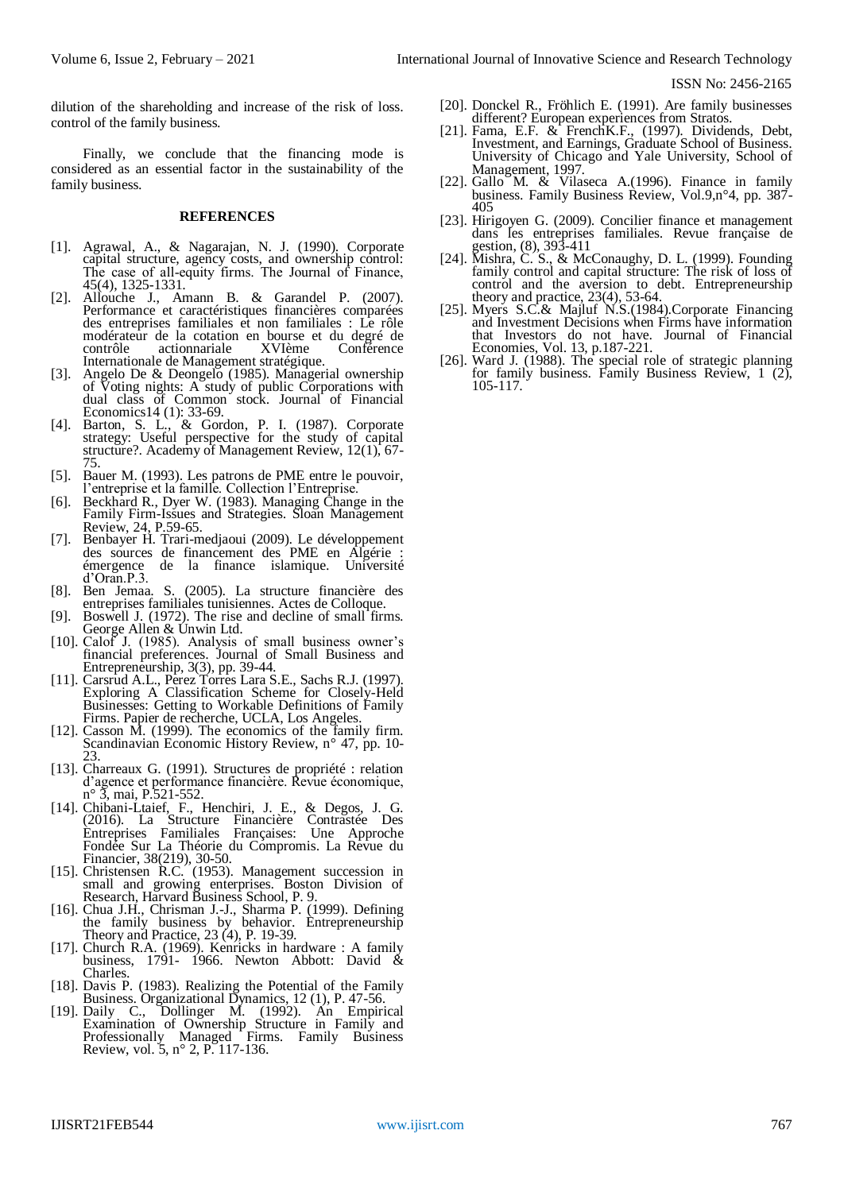dilution of the shareholding and increase of the risk of loss. control of the family business.

Finally, we conclude that the financing mode is considered as an essential factor in the sustainability of the family business.

## REFERENCES

[1]. Agrawal, A., & Nagarajan, N. J. (1990). Corporate capital structure, agency costs, and ownership control: The case of all-equity firms. The Journal of Finance, 45(4), 1325-1331.

[2]. Allouche J., Amann B. & Garandel P. (2007). Performance et caractéristiques financières comparées des entreprises familiales et non familiales : Le rôle modérateur de la cotation en bourse et du degré de contrôle actionnariale XVIème Conférence Internationale de Management stratégique.

[3]. Angelo De & Deongelo (1985). Managerial ownership of Voting nights: A study of public Corporations with dual class of Common stock. Journal of Financial Economics14 (1): 33-69.

[4]. Barton, S. L., & Gordon, P. I. (1987). Corporate strategy: Useful perspective for the study of capital structure?. Academy of Management Review, 12(1), 67-75.

[5]. Bauer M. (1993). Les patrons de PME entre le pouvoir, l'entreprise et la famille. Collection l'Entreprise.

[6]. Beckhard R., Dyer W. (1983). Managing Change in the Family Firm-Issues and Strategies. Sloan Management Review, 24, P.59-65.

[7]. Benbayer H. Trari-medjaoui (2009). Le développement des sources de financement des PME en Algérie : émergence de la finance islamique. Université d'Oran.P.3.

[8]. Ben Jemaa. S. (2005). La structure financière des entreprises familiales tunisiennes. Actes de Colloque.

[9]. Boswell J. (1972). The rise and decline of small firms. George Allen & Unwin Ltd.

[10]. Calof J. (1985). Analysis of small business owner's financial preferences. Journal of Small Business and Entrepreneurship, 3(3), pp. 39-44.

[11]. Carsrud A.L., Perez Torres Lara S.E., Sachs R.J. (1997). Exploring A Classification Scheme for Closely-Held Businesses: Getting to Workable Definitions of Family Firms. Papier de recherche, UCLA, Los Angeles.

[12]. Casson M. (1999). The economics of the family firm. Scandinavian Economic History Review, n° 47, pp. 10-23.

[13]. Charreaux G. (1991). Structures de propriété : relation d'agence et performance financière. Revue économique, n° 3, mai, P.521-552.

[14]. Chibani-Ltaief, F., Henchiri, J. E., & Degos, J. G. (2016). La Structure Financière Contrastée Des Entreprises Familiales Françaises: Une Approche Fondée Sur La Théorie du Compromis. La Revue du Financier, 38(219), 30-50.

[15]. Christensen R.C. (1953). Management succession in small and growing enterprises. Boston Division of Research, Harvard Business School, P. 9.

[16]. Chua J.H., Chrisman J.-J., Sharma P. (1999). Defining the family business by behavior. Entrepreneurship Theory and Practice, 23 (4), P. 19-39.

[17]. Church R.A. (1969). Kenricks in hardware : A family business, 1791- 1966. Newton Abbott: David & Charles.

[18]. Davis P. (1983). Realizing the Potential of the Family Business. Organizational Dynamics, 12 (1), P. 47-56.

[19]. Daily C., Dollinger M. (1992). An Empirical Examination of Ownership Structure in Family and Professionally Managed Firms. Family Business Review, vol. 5, n° 2, P. 117-136.

[20]. Donckel R., Fröhlich E. (1991). Are family businesses different? European experiences from Stratos.

[21]. Fama, E.F. & FrenchK.F., (1997). Dividends, Debt, Investment, and Earnings, Graduate School of Business. University of Chicago and Yale University, School of Management, 1997.

[22]. Gallo M. & Vilaseca A.(1996). Finance in family business. Family Business Review, Vol.9,n°4, pp. 387-405

[23]. Hirigoyen G. (2009). Concilier finance et management dans les entreprises familiales. Revue française de gestion, (8), 393-411

[24]. Mishra, C. S., & McConaughy, D. L. (1999). Founding family control and capital structure: The risk of loss of control and the aversion to debt. Entrepreneurship theory and practice, 23(4), 53-64.

[25]. Myers S.C.& Majluf N.S.(1984).Corporate Financing and Investment Decisions when Firms have information that Investors do not have. Journal of Financial Economies, Vol. 13, p.187-221.

[26]. Ward J. (1988). The special role of strategic planning for family business. Family Business Review, 1 (2), 105-117.